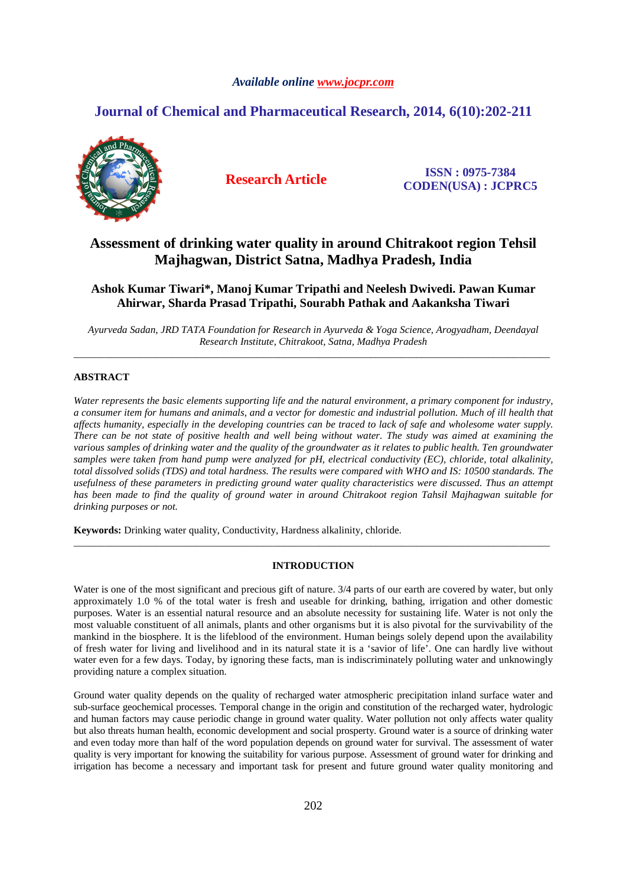*Available online www.jocpr.com*

**Journal of Chemical and Pharmaceutical Research, 2014, 6(10):202-211**

**Research Article**

**ISSN : 0975-7384**
**CODEN(USA) : JCPRC5**

# Assessment of drinking water quality in around Chitrakoot region Tehsil Majhagwan, District Satna, Madhya Pradesh, India

**Ashok Kumar Tiwari\*, Manoj Kumar Tripathi and Neelesh Dwivedi. Pawan Kumar Ahirwar, Sharda Prasad Tripathi, Sourabh Pathak and Aakanksha Tiwari**

*Ayurveda Sadan, JRD TATA Foundation for Research in Ayurveda & Yoga Science, Arogyadham, Deendayal Research Institute, Chitrakoot, Satna, Madhya Pradesh*

---

## ABSTRACT

*Water represents the basic elements supporting life and the natural environment, a primary component for industry, a consumer item for humans and animals, and a vector for domestic and industrial pollution. Much of ill health that affects humanity, especially in the developing countries can be traced to lack of safe and wholesome water supply. There can be not state of positive health and well being without water. The study was aimed at examining the various samples of drinking water and the quality of the groundwater as it relates to public health. Ten groundwater samples were taken from hand pump were analyzed for pH, electrical conductivity (EC), chloride, total alkalinity, total dissolved solids (TDS) and total hardness. The results were compared with WHO and IS: 10500 standards. The usefulness of these parameters in predicting ground water quality characteristics were discussed. Thus an attempt has been made to find the quality of ground water in around Chitrakoot region Tehsil Majhagwan suitable for drinking purposes or not.*

**Keywords:** Drinking water quality, Conductivity, Hardness alkalinity, chloride.

---

## INTRODUCTION

Water is one of the most significant and precious gift of nature. 3/4 parts of our earth are covered by water, but only approximately 1.0 % of the total water is fresh and useable for drinking, bathing, irrigation and other domestic purposes. Water is an essential natural resource and an absolute necessity for sustaining life. Water is not only the most valuable constituent of all animals, plants and other organisms but it is also pivotal for the survivability of the mankind in the biosphere. It is the lifeblood of the environment. Human beings solely depend upon the availability of fresh water for living and livelihood and in its natural state it is a 'savior of life'. One can hardly live without water even for a few days. Today, by ignoring these facts, man is indiscriminately polluting water and unknowingly providing nature a complex situation.

Ground water quality depends on the quality of recharged water atmospheric precipitation inland surface water and sub-surface geochemical processes. Temporal change in the origin and constitution of the recharged water, hydrologic and human factors may cause periodic change in ground water quality. Water pollution not only affects water quality but also threats human health, economic development and social prosperty. Ground water is a source of drinking water and even today more than half of the word population depends on ground water for survival. The assessment of water quality is very important for knowing the suitability for various purpose. Assessment of ground water for drinking and irrigation has become a necessary and important task for present and future ground water quality monitoring and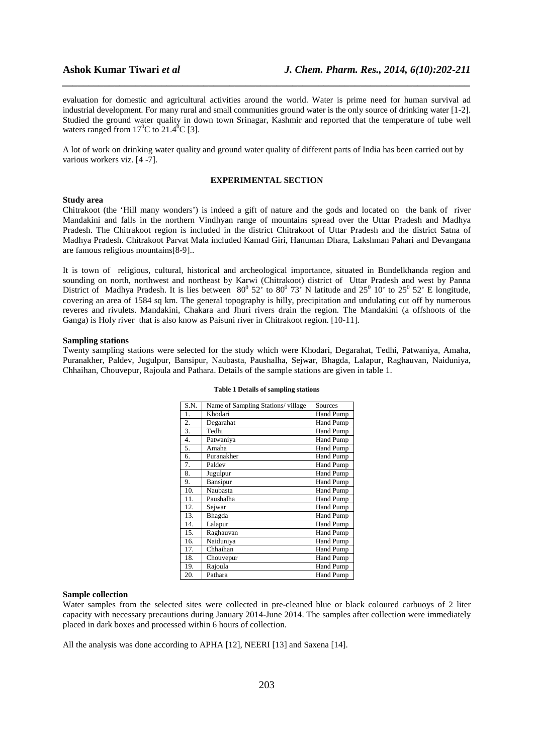evaluation for domestic and agricultural activities around the world. Water is prime need for human survival ad industrial development. For many rural and small communities ground water is the only source of drinking water [1-2]. Studied the ground water quality in down town Srinagar, Kashmir and reported that the temperature of tube well waters ranged from $17^0$C to $21.4^0$C [3].

A lot of work on drinking water quality and ground water quality of different parts of India has been carried out by various workers viz. [4 -7].

## EXPERIMENTAL SECTION

### Study area

Chitrakoot (the 'Hill many wonders') is indeed a gift of nature and the gods and located on the bank of river Mandakini and falls in the northern Vindhyan range of mountains spread over the Uttar Pradesh and Madhya Pradesh. The Chitrakoot region is included in the district Chitrakoot of Uttar Pradesh and the district Satna of Madhya Pradesh. Chitrakoot Parvat Mala included Kamad Giri, Hanuman Dhara, Lakshman Pahari and Devangana are famous religious mountains[8-9]..

It is town of religious, cultural, historical and archeological importance, situated in Bundelkhanda region and sounding on north, northwest and northeast by Karwi (Chitrakoot) district of Uttar Pradesh and west by Panna District of Madhya Pradesh. It is lies between $80^0$ 52' to $80^0$ 73' N latitude and $25^0$ 10' to $25^0$ 52' E longitude, covering an area of 1584 sq km. The general topography is hilly, precipitation and undulating cut off by numerous reveres and rivulets. Mandakini, Chakara and Jhuri rivers drain the region. The Mandakini (a offshoots of the Ganga) is Holy river that is also know as Paisuni river in Chitrakoot region. [10-11].

### Sampling stations

Twenty sampling stations were selected for the study which were Khodari, Degarahat, Tedhi, Patwaniya, Amaha, Puranakher, Paldev, Jugulpur, Bansipur, Naubasta, Paushalha, Sejwar, Bhagda, Lalapur, Raghauvan, Naiduniya, Chhaihan, Chouvepur, Rajoula and Pathara. Details of the sample stations are given in table 1.

**Table 1 Details of sampling stations**

| S.N. | Name of Sampling Stations/ village | Sources |
|---|---|---|
| 1. | Khodari | Hand Pump |
| 2. | Degarahat | Hand Pump |
| 3. | Tedhi | Hand Pump |
| 4. | Patwaniya | Hand Pump |
| 5. | Amaha | Hand Pump |
| 6. | Puranakher | Hand Pump |
| 7. | Paldev | Hand Pump |
| 8. | Jugulpur | Hand Pump |
| 9. | Bansipur | Hand Pump |
| 10. | Naubasta | Hand Pump |
| 11. | Paushalha | Hand Pump |
| 12. | Sejwar | Hand Pump |
| 13. | Bhagda | Hand Pump |
| 14. | Lalapur | Hand Pump |
| 15. | Raghauvan | Hand Pump |
| 16. | Naiduniya | Hand Pump |
| 17. | Chhaihan | Hand Pump |
| 18. | Chouvepur | Hand Pump |
| 19. | Rajoula | Hand Pump |
| 20. | Pathara | Hand Pump |

### Sample collection

Water samples from the selected sites were collected in pre-cleaned blue or black coloured carbuoys of 2 liter capacity with necessary precautions during January 2014-June 2014. The samples after collection were immediately placed in dark boxes and processed within 6 hours of collection.

All the analysis was done according to APHA [12], NEERI [13] and Saxena [14].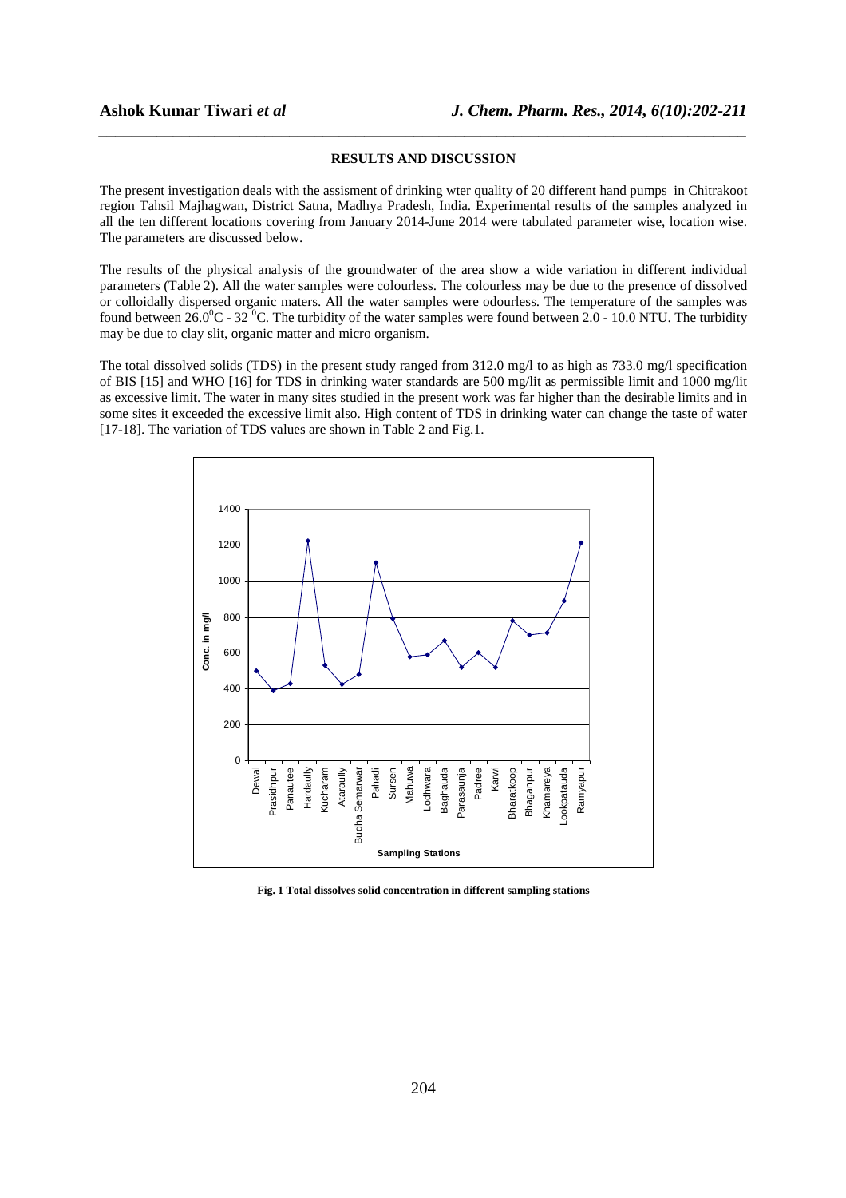## RESULTS AND DISCUSSION

The present investigation deals with the assisment of drinking wter quality of 20 different hand pumps in Chitrakoot region Tahsil Majhagwan, District Satna, Madhya Pradesh, India. Experimental results of the samples analyzed in all the ten different locations covering from January 2014-June 2014 were tabulated parameter wise, location wise. The parameters are discussed below.

The results of the physical analysis of the groundwater of the area show a wide variation in different individual parameters (Table 2). All the water samples were colourless. The colourless may be due to the presence of dissolved or colloidally dispersed organic maters. All the water samples were odourless. The temperature of the samples was found between $26.0^0$C - 32 $^0$C. The turbidity of the water samples were found between 2.0 - 10.0 NTU. The turbidity may be due to clay slit, organic matter and micro organism.

The total dissolved solids (TDS) in the present study ranged from 312.0 mg/l to as high as 733.0 mg/l specification of BIS [15] and WHO [16] for TDS in drinking water standards are 500 mg/lit as permissible limit and 1000 mg/lit as excessive limit. The water in many sites studied in the present work was far higher than the desirable limits and in some sites it exceeded the excessive limit also. High content of TDS in drinking water can change the taste of water [17-18]. The variation of TDS values are shown in Table 2 and Fig.1.

**Fig. 1 Total dissolves solid concentration in different sampling stations**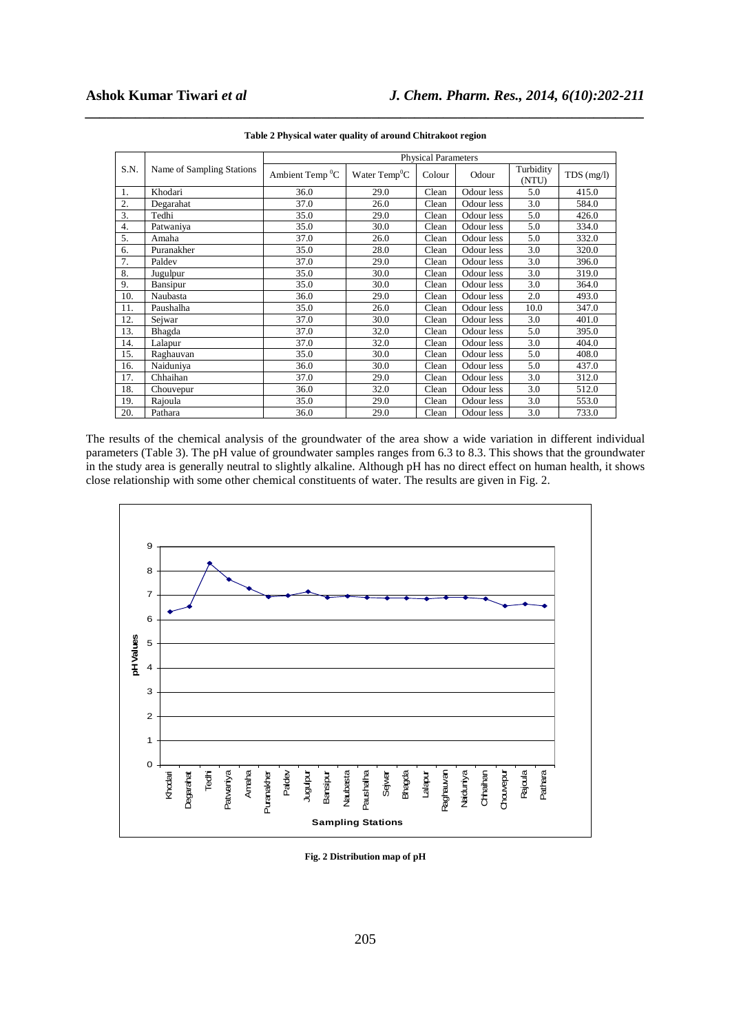**Table 2 Physical water quality of around Chitrakoot region**

| S.N. | Name of Sampling Stations | Physical Parameters | | | | | |
|---|---|---|---|---|---|---|---|
| | | Ambient Temp $^0$C | Water Temp$^0$C | Colour | Odour | Turbidity (NTU) | TDS (mg/l) |
| 1. | Khodari | 36.0 | 29.0 | Clean | Odour less | 5.0 | 415.0 |
| 2. | Degarahat | 37.0 | 26.0 | Clean | Odour less | 3.0 | 584.0 |
| 3. | Tedhi | 35.0 | 29.0 | Clean | Odour less | 5.0 | 426.0 |
| 4. | Patwaniya | 35.0 | 30.0 | Clean | Odour less | 5.0 | 334.0 |
| 5. | Amaha | 37.0 | 26.0 | Clean | Odour less | 5.0 | 332.0 |
| 6. | Puranakher | 35.0 | 28.0 | Clean | Odour less | 3.0 | 320.0 |
| 7. | Paldev | 37.0 | 29.0 | Clean | Odour less | 3.0 | 396.0 |
| 8. | Jugulpur | 35.0 | 30.0 | Clean | Odour less | 3.0 | 319.0 |
| 9. | Bansipur | 35.0 | 30.0 | Clean | Odour less | 3.0 | 364.0 |
| 10. | Naubasta | 36.0 | 29.0 | Clean | Odour less | 2.0 | 493.0 |
| 11. | Paushalha | 35.0 | 26.0 | Clean | Odour less | 10.0 | 347.0 |
| 12. | Sejwar | 37.0 | 30.0 | Clean | Odour less | 3.0 | 401.0 |
| 13. | Bhagda | 37.0 | 32.0 | Clean | Odour less | 5.0 | 395.0 |
| 14. | Lalapur | 37.0 | 32.0 | Clean | Odour less | 3.0 | 404.0 |
| 15. | Raghauvan | 35.0 | 30.0 | Clean | Odour less | 5.0 | 408.0 |
| 16. | Naiduniya | 36.0 | 30.0 | Clean | Odour less | 5.0 | 437.0 |
| 17. | Chhaihan | 37.0 | 29.0 | Clean | Odour less | 3.0 | 312.0 |
| 18. | Chouvepur | 36.0 | 32.0 | Clean | Odour less | 3.0 | 512.0 |
| 19. | Rajoula | 35.0 | 29.0 | Clean | Odour less | 3.0 | 553.0 |
| 20. | Pathara | 36.0 | 29.0 | Clean | Odour less | 3.0 | 733.0 |

The results of the chemical analysis of the groundwater of the area show a wide variation in different individual parameters (Table 3). The pH value of groundwater samples ranges from 6.3 to 8.3. This shows that the groundwater in the study area is generally neutral to slightly alkaline. Although pH has no direct effect on human health, it shows close relationship with some other chemical constituents of water. The results are given in Fig. 2.

**Fig. 2 Distribution map of pH**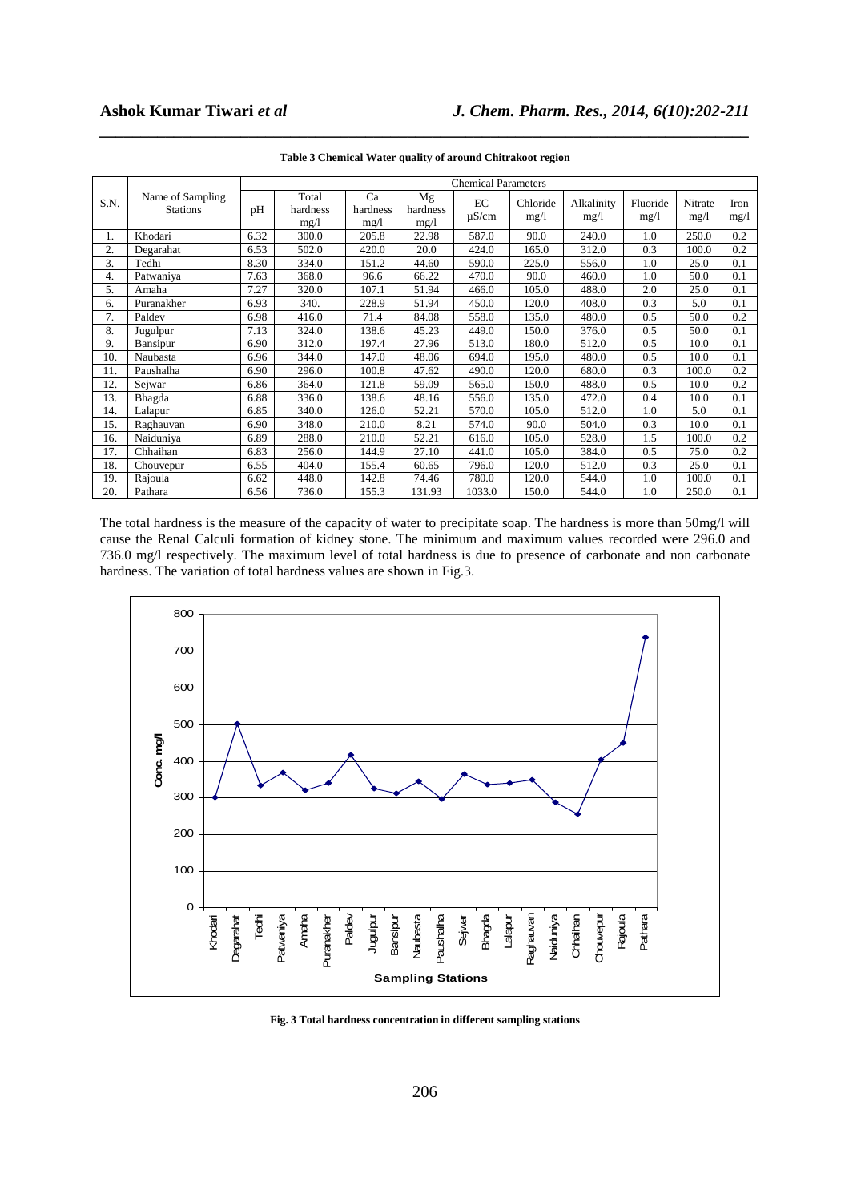**Table 3 Chemical Water quality of around Chitrakoot region**

| S.N. | Name of Sampling Stations | Chemical Parameters | | | | | | | | | |
|---|---|---|---|---|---|---|---|---|---|---|---|
| | | pH | Total hardness mg/l | Ca hardness mg/l | Mg hardness mg/l | EC µS/cm | Chloride mg/l | Alkalinity mg/l | Fluoride mg/l | Nitrate mg/l | Iron mg/l |
| 1. | Khodari | 6.32 | 300.0 | 205.8 | 22.98 | 587.0 | 90.0 | 240.0 | 1.0 | 250.0 | 0.2 |
| 2. | Degarahat | 6.53 | 502.0 | 420.0 | 20.0 | 424.0 | 165.0 | 312.0 | 0.3 | 100.0 | 0.2 |
| 3. | Tedhi | 8.30 | 334.0 | 151.2 | 44.60 | 590.0 | 225.0 | 556.0 | 1.0 | 25.0 | 0.1 |
| 4. | Patwaniya | 7.63 | 368.0 | 96.6 | 66.22 | 470.0 | 90.0 | 460.0 | 1.0 | 50.0 | 0.1 |
| 5. | Amaha | 7.27 | 320.0 | 107.1 | 51.94 | 466.0 | 105.0 | 488.0 | 2.0 | 25.0 | 0.1 |
| 6. | Puranakher | 6.93 | 340. | 228.9 | 51.94 | 450.0 | 120.0 | 408.0 | 0.3 | 5.0 | 0.1 |
| 7. | Paldev | 6.98 | 416.0 | 71.4 | 84.08 | 558.0 | 135.0 | 480.0 | 0.5 | 50.0 | 0.2 |
| 8. | Jugulpur | 7.13 | 324.0 | 138.6 | 45.23 | 449.0 | 150.0 | 376.0 | 0.5 | 50.0 | 0.1 |
| 9. | Bansipur | 6.90 | 312.0 | 197.4 | 27.96 | 513.0 | 180.0 | 512.0 | 0.5 | 10.0 | 0.1 |
| 10. | Naubasta | 6.96 | 344.0 | 147.0 | 48.06 | 694.0 | 195.0 | 480.0 | 0.5 | 10.0 | 0.1 |
| 11. | Paushalha | 6.90 | 296.0 | 100.8 | 47.62 | 490.0 | 120.0 | 680.0 | 0.3 | 100.0 | 0.2 |
| 12. | Sejwar | 6.86 | 364.0 | 121.8 | 59.09 | 565.0 | 150.0 | 488.0 | 0.5 | 10.0 | 0.2 |
| 13. | Bhagda | 6.88 | 336.0 | 138.6 | 48.16 | 556.0 | 135.0 | 472.0 | 0.4 | 10.0 | 0.1 |
| 14. | Lalapur | 6.85 | 340.0 | 126.0 | 52.21 | 570.0 | 105.0 | 512.0 | 1.0 | 5.0 | 0.1 |
| 15. | Raghauvan | 6.90 | 348.0 | 210.0 | 8.21 | 574.0 | 90.0 | 504.0 | 0.3 | 10.0 | 0.1 |
| 16. | Naiduniya | 6.89 | 288.0 | 210.0 | 52.21 | 616.0 | 105.0 | 528.0 | 1.5 | 100.0 | 0.2 |
| 17. | Chhaihan | 6.83 | 256.0 | 144.9 | 27.10 | 441.0 | 105.0 | 384.0 | 0.5 | 75.0 | 0.2 |
| 18. | Chouvepur | 6.55 | 404.0 | 155.4 | 60.65 | 796.0 | 120.0 | 512.0 | 0.3 | 25.0 | 0.1 |
| 19. | Rajoula | 6.62 | 448.0 | 142.8 | 74.46 | 780.0 | 120.0 | 544.0 | 1.0 | 100.0 | 0.1 |
| 20. | Pathara | 6.56 | 736.0 | 155.3 | 131.93 | 1033.0 | 150.0 | 544.0 | 1.0 | 250.0 | 0.1 |

The total hardness is the measure of the capacity of water to precipitate soap. The hardness is more than 50mg/l will cause the Renal Calculi formation of kidney stone. The minimum and maximum values recorded were 296.0 and 736.0 mg/l respectively. The maximum level of total hardness is due to presence of carbonate and non carbonate hardness. The variation of total hardness values are shown in Fig.3.

**Fig. 3 Total hardness concentration in different sampling stations**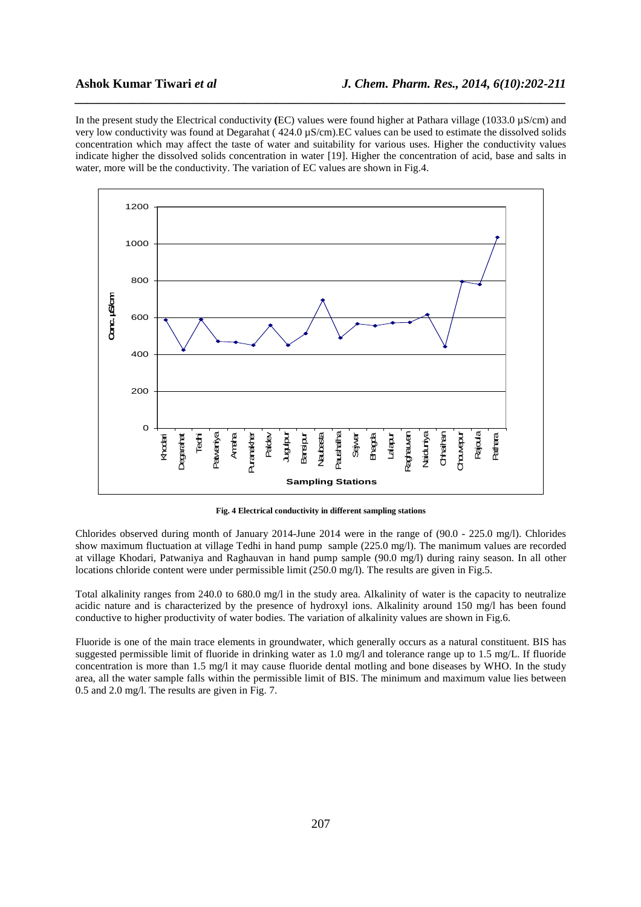In the present study the Electrical conductivity **(**EC) values were found higher at Pathara village (1033.0 µS/cm) and very low conductivity was found at Degarahat ( 424.0 µS/cm).EC values can be used to estimate the dissolved solids concentration which may affect the taste of water and suitability for various uses. Higher the conductivity values indicate higher the dissolved solids concentration in water [19]. Higher the concentration of acid, base and salts in water, more will be the conductivity. The variation of EC values are shown in Fig.4.

**Fig. 4 Electrical conductivity in different sampling stations**

Chlorides observed during month of January 2014-June 2014 were in the range of (90.0 - 225.0 mg/l). Chlorides show maximum fluctuation at village Tedhi in hand pump sample (225.0 mg/l). The manimum values are recorded at village Khodari, Patwaniya and Raghauvan in hand pump sample (90.0 mg/l) during rainy season. In all other locations chloride content were under permissible limit (250.0 mg/l). The results are given in Fig.5.

Total alkalinity ranges from 240.0 to 680.0 mg/l in the study area. Alkalinity of water is the capacity to neutralize acidic nature and is characterized by the presence of hydroxyl ions. Alkalinity around 150 mg/l has been found conductive to higher productivity of water bodies. The variation of alkalinity values are shown in Fig.6.

Fluoride is one of the main trace elements in groundwater, which generally occurs as a natural constituent. BIS has suggested permissible limit of fluoride in drinking water as 1.0 mg/l and tolerance range up to 1.5 mg/L. If fluoride concentration is more than 1.5 mg/l it may cause fluoride dental motling and bone diseases by WHO. In the study area, all the water sample falls within the permissible limit of BIS. The minimum and maximum value lies between 0.5 and 2.0 mg/l. The results are given in Fig. 7.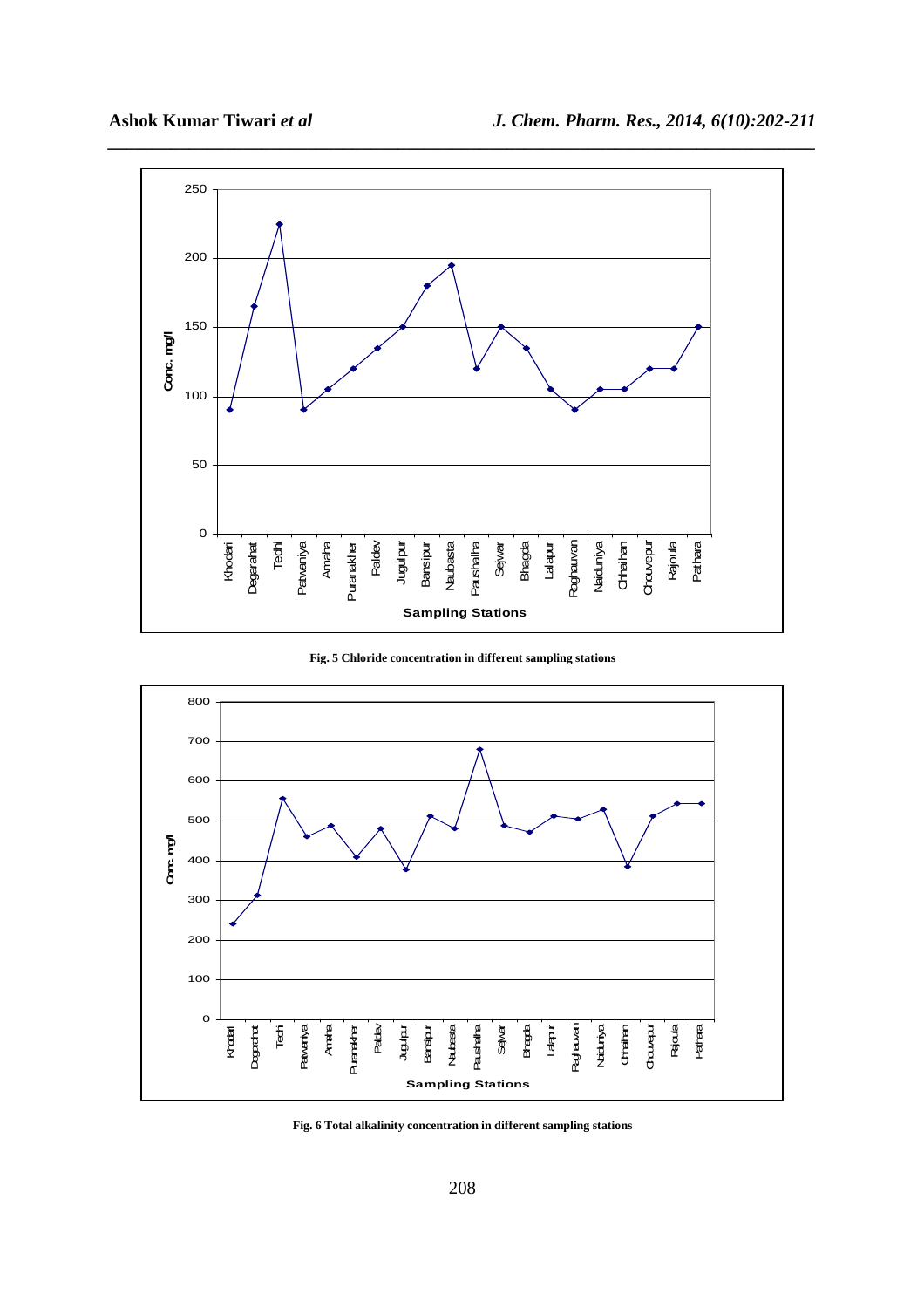Fig. 5 Chloride concentration in different sampling stations

Fig. 6 Total alkalinity concentration in different sampling stations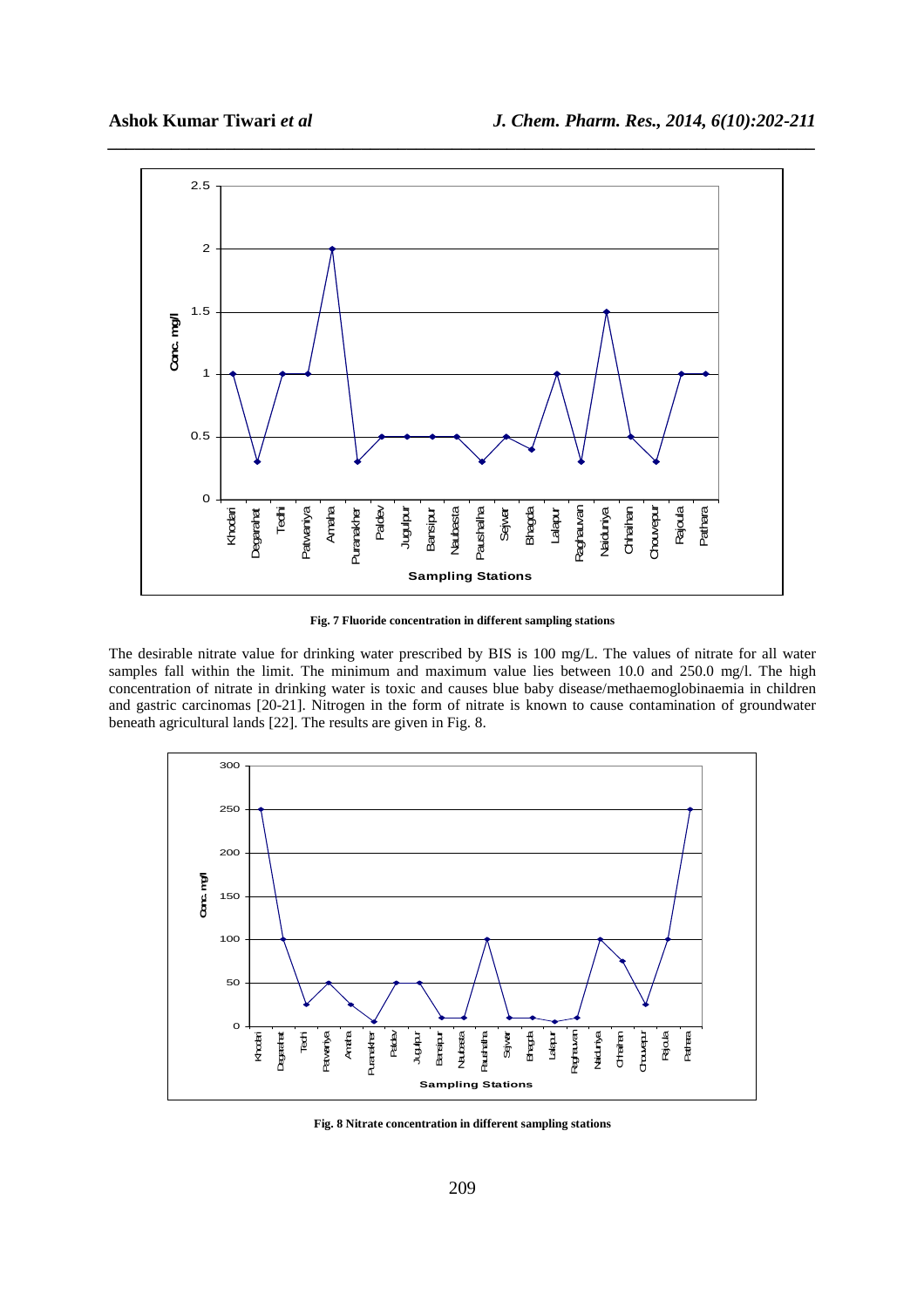Fig. 7 Fluoride concentration in different sampling stations

The desirable nitrate value for drinking water prescribed by BIS is 100 mg/L. The values of nitrate for all water samples fall within the limit. The minimum and maximum value lies between 10.0 and 250.0 mg/l. The high concentration of nitrate in drinking water is toxic and causes blue baby disease/methaemoglobinaemia in children and gastric carcinomas [20-21]. Nitrogen in the form of nitrate is known to cause contamination of groundwater beneath agricultural lands [22]. The results are given in Fig. 8.

Fig. 8 Nitrate concentration in different sampling stations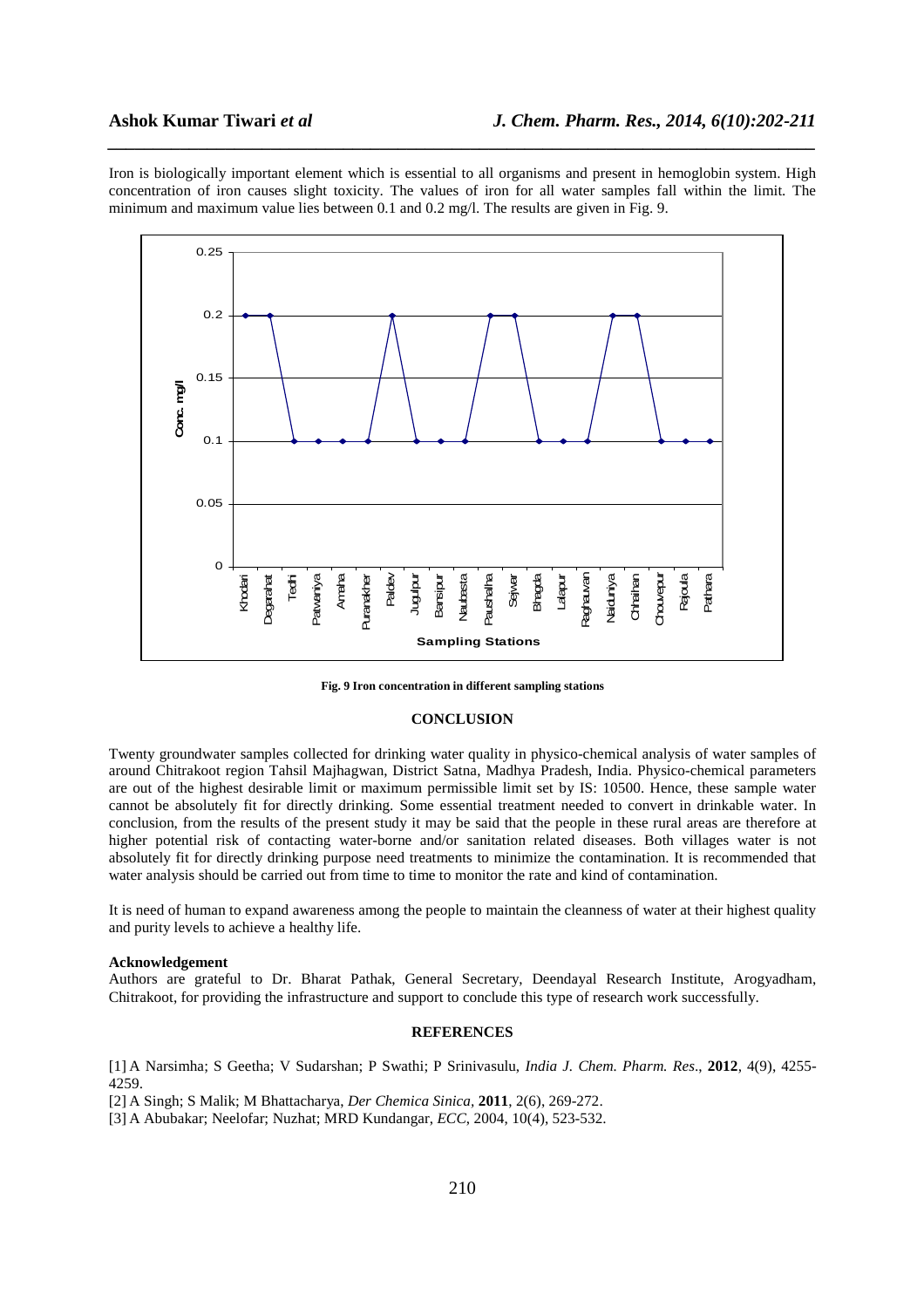Iron is biologically important element which is essential to all organisms and present in hemoglobin system. High concentration of iron causes slight toxicity. The values of iron for all water samples fall within the limit. The minimum and maximum value lies between 0.1 and 0.2 mg/l. The results are given in Fig. 9.

**Fig. 9 Iron concentration in different sampling stations**

## CONCLUSION

Twenty groundwater samples collected for drinking water quality in physico-chemical analysis of water samples of around Chitrakoot region Tahsil Majhagwan, District Satna, Madhya Pradesh, India. Physico-chemical parameters are out of the highest desirable limit or maximum permissible limit set by IS: 10500. Hence, these sample water cannot be absolutely fit for directly drinking. Some essential treatment needed to convert in drinkable water. In conclusion, from the results of the present study it may be said that the people in these rural areas are therefore at higher potential risk of contacting water-borne and/or sanitation related diseases. Both villages water is not absolutely fit for directly drinking purpose need treatments to minimize the contamination. It is recommended that water analysis should be carried out from time to time to monitor the rate and kind of contamination.

It is need of human to expand awareness among the people to maintain the cleanness of water at their highest quality and purity levels to achieve a healthy life.

### Acknowledgement

Authors are grateful to Dr. Bharat Pathak, General Secretary, Deendayal Research Institute, Arogyadham, Chitrakoot, for providing the infrastructure and support to conclude this type of research work successfully.

## REFERENCES

[1] A Narsimha; S Geetha; V Sudarshan; P Swathi; P Srinivasulu, *India J. Chem. Pharm. Res*., **2012**, 4(9), 4255-4259.

[2] A Singh; S Malik; M Bhattacharya, *Der Chemica Sinica*, **2011**, 2(6), 269-272.

[3] A Abubakar; Neelofar; Nuzhat; MRD Kundangar, *ECC*, 2004, 10(4), 523-532.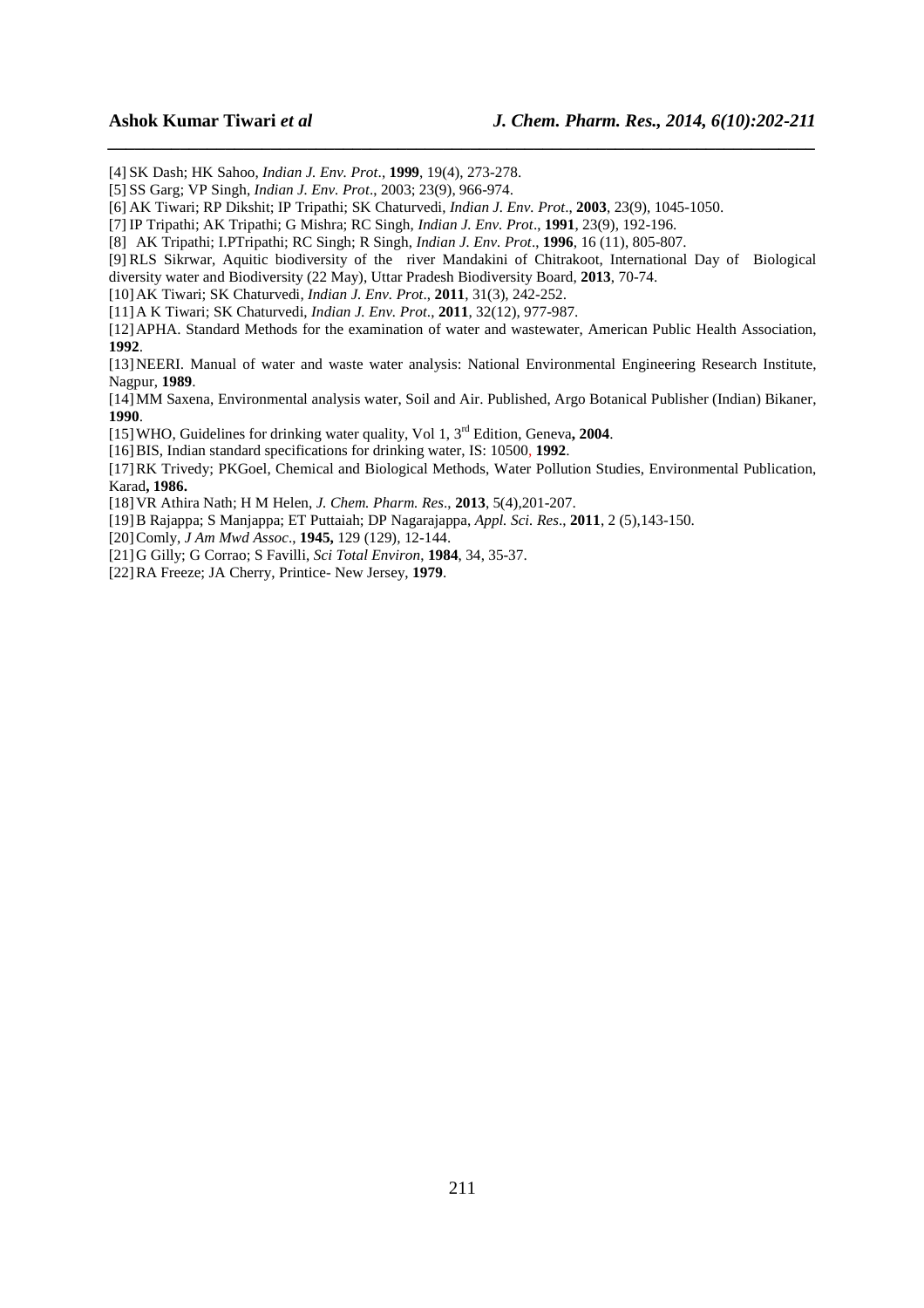[4] SK Dash; HK Sahoo, *Indian J. Env. Prot*., **1999**, 19(4), 273-278.

[5] SS Garg; VP Singh, *Indian J. Env. Prot*., 2003; 23(9), 966-974.

[6] AK Tiwari; RP Dikshit; IP Tripathi; SK Chaturvedi, *Indian J. Env. Prot*., **2003**, 23(9), 1045-1050.

[7] IP Tripathi; AK Tripathi; G Mishra; RC Singh, *Indian J. Env. Prot*., **1991**, 23(9), 192-196.

[8] AK Tripathi; I.PTripathi; RC Singh; R Singh, *Indian J. Env. Prot*., **1996**, 16 (11), 805-807.

[9] RLS Sikrwar, Aquitic biodiversity of the river Mandakini of Chitrakoot, International Day of Biological diversity water and Biodiversity (22 May), Uttar Pradesh Biodiversity Board, **2013**, 70-74.

[10] AK Tiwari; SK Chaturvedi, *Indian J. Env. Prot*., **2011**, 31(3), 242-252.

[11] A K Tiwari; SK Chaturvedi, *Indian J. Env. Prot*., **2011**, 32(12), 977-987.

[12] APHA. Standard Methods for the examination of water and wastewater, American Public Health Association, **1992**.

[13] NEERI. Manual of water and waste water analysis: National Environmental Engineering Research Institute, Nagpur, **1989**.

[14] MM Saxena, Environmental analysis water, Soil and Air. Published, Argo Botanical Publisher (Indian) Bikaner, **1990**.

[15] WHO, Guidelines for drinking water quality, Vol 1, 3rd Edition, Geneva**, 2004**.

[16] BIS, Indian standard specifications for drinking water, IS: 10500, **1992**.

[17] RK Trivedy; PKGoel, Chemical and Biological Methods, Water Pollution Studies, Environmental Publication, Karad**, 1986.**

[18] VR Athira Nath; H M Helen, *J. Chem. Pharm. Res*., **2013**, 5(4),201-207.

[19] B Rajappa; S Manjappa; ET Puttaiah; DP Nagarajappa, *Appl. Sci. Res*., **2011**, 2 (5),143-150.

[20] Comly, *J Am Mwd Assoc*., **1945,** 129 (129), 12-144.

[21] G Gilly; G Corrao; S Favilli, *Sci Total Environ*, **1984**, 34, 35-37.

[22] RA Freeze; JA Cherry, Printice- New Jersey, **1979**.